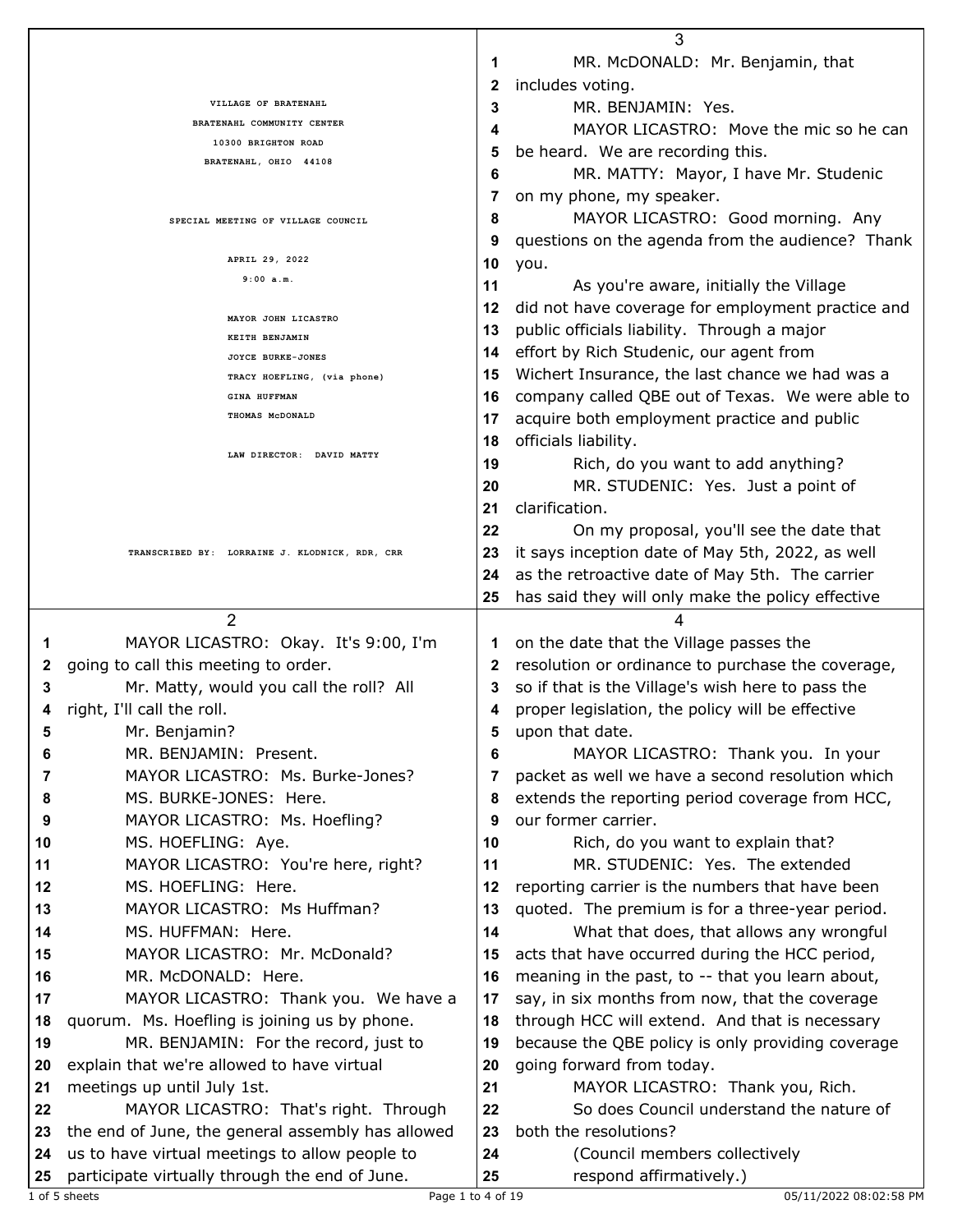VILLAGE OF BRATENAHL
BRATENAHL COMMUNITY CENTER
10300 BRIGHTON ROAD
BRATENAHL, OHIO 44108

SPECIAL MEETING OF VILLAGE COUNCIL

APRIL 29, 2022
9:00 a.m.

MAYOR JOHN LICASTRO
KEITH BENJAMIN
JOYCE BURKE-JONES
TRACY HOEFLING, (via phone)
GINA HUFFMAN
THOMAS McDONALD

LAW DIRECTOR: DAVID MATTY

TRANSCRIBED BY: LORRAINE J. KLODNICK, RDR, CRR

---

2

1 MAYOR LICASTRO: Okay. It's 9:00, I'm
2 going to call this meeting to order.
3 Mr. Matty, would you call the roll? All
4 right, I'll call the roll.
5 Mr. Benjamin?
6 MR. BENJAMIN: Present.
7 MAYOR LICASTRO: Ms. Burke-Jones?
8 MS. BURKE-JONES: Here.
9 MAYOR LICASTRO: Ms. Hoefling?
10 MS. HOEFLING: Aye.
11 MAYOR LICASTRO: You're here, right?
12 MS. HOEFLING: Here.
13 MAYOR LICASTRO: Ms Huffman?
14 MS. HUFFMAN: Here.
15 MAYOR LICASTRO: Mr. McDonald?
16 MR. McDONALD: Here.
17 MAYOR LICASTRO: Thank you. We have a
18 quorum. Ms. Hoefling is joining us by phone.
19 MR. BENJAMIN: For the record, just to
20 explain that we're allowed to have virtual
21 meetings up until July 1st.
22 MAYOR LICASTRO: That's right. Through
23 the end of June, the general assembly has allowed
24 us to have virtual meetings to allow people to
25 participate virtually through the end of June.

---

3

1 MR. McDONALD: Mr. Benjamin, that
2 includes voting.
3 MR. BENJAMIN: Yes.
4 MAYOR LICASTRO: Move the mic so he can
5 be heard. We are recording this.
6 MR. MATTY: Mayor, I have Mr. Studenic
7 on my phone, my speaker.
8 MAYOR LICASTRO: Good morning. Any
9 questions on the agenda from the audience? Thank
10 you.
11 As you're aware, initially the Village
12 did not have coverage for employment practice and
13 public officials liability. Through a major
14 effort by Rich Studenic, our agent from
15 Wichert Insurance, the last chance we had was a
16 company called QBE out of Texas. We were able to
17 acquire both employment practice and public
18 officials liability.
19 Rich, do you want to add anything?
20 MR. STUDENIC: Yes. Just a point of
21 clarification.
22 On my proposal, you'll see the date that
23 it says inception date of May 5th, 2022, as well
24 as the retroactive date of May 5th. The carrier
25 has said they will only make the policy effective

---

4

1 on the date that the Village passes the
2 resolution or ordinance to purchase the coverage,
3 so if that is the Village's wish here to pass the
4 proper legislation, the policy will be effective
5 upon that date.
6 MAYOR LICASTRO: Thank you. In your
7 packet as well we have a second resolution which
8 extends the reporting period coverage from HCC,
9 our former carrier.
10 Rich, do you want to explain that?
11 MR. STUDENIC: Yes. The extended
12 reporting carrier is the numbers that have been
13 quoted. The premium is for a three-year period.
14 What that does, that allows any wrongful
15 acts that have occurred during the HCC period,
16 meaning in the past, to -- that you learn about,
17 say, in six months from now, that the coverage
18 through HCC will extend. And that is necessary
19 because the QBE policy is only providing coverage
20 going forward from today.
21 MAYOR LICASTRO: Thank you, Rich.
22 So does Council understand the nature of
23 both the resolutions?
24 (Council members collectively
25 respond affirmatively.)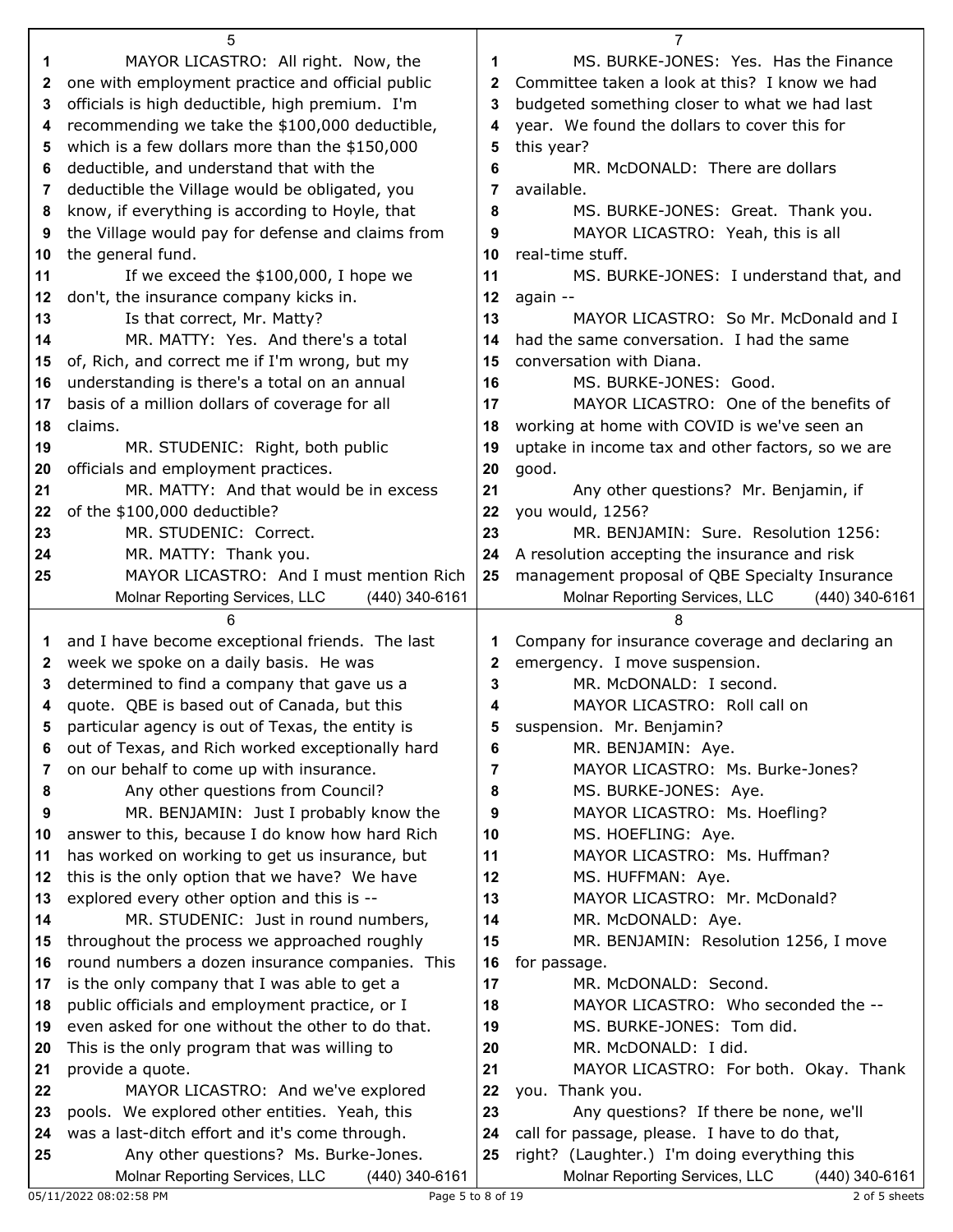MAYOR LICASTRO: All right. Now, the one with employment practice and official public officials is high deductible, high premium. I'm recommending we take the $100,000 deductible, which is a few dollars more than the $150,000 deductible, and understand that with the deductible the Village would be obligated, you know, if everything is according to Hoyle, that the Village would pay for defense and claims from the general fund.

If we exceed the $100,000, I hope we don't, the insurance company kicks in.

Is that correct, Mr. Matty?

MR. MATTY: Yes. And there's a total of, Rich, and correct me if I'm wrong, but my understanding is there's a total on an annual basis of a million dollars of coverage for all claims.

MR. STUDENIC: Right, both public officials and employment practices.

MR. MATTY: And that would be in excess of the $100,000 deductible?

MR. STUDENIC: Correct.

MR. MATTY: Thank you.

MAYOR LICASTRO: And I must mention Rich and I have become exceptional friends. The last week we spoke on a daily basis. He was determined to find a company that gave us a quote. QBE is based out of Canada, but this particular agency is out of Texas, the entity is out of Texas, and Rich worked exceptionally hard on our behalf to come up with insurance.

Any other questions from Council?

MR. BENJAMIN: Just I probably know the answer to this, because I do know how hard Rich has worked on working to get us insurance, but this is the only option that we have? We have explored every other option and this is --

MR. STUDENIC: Just in round numbers, throughout the process we approached roughly round numbers a dozen insurance companies. This is the only company that I was able to get a public officials and employment practice, or I even asked for one without the other to do that. This is the only program that was willing to provide a quote.

MAYOR LICASTRO: And we've explored pools. We explored other entities. Yeah, this was a last-ditch effort and it's come through.

Any other questions? Ms. Burke-Jones.

MS. BURKE-JONES: Yes. Has the Finance Committee taken a look at this? I know we had budgeted something closer to what we had last year. We found the dollars to cover this for this year?

MR. McDONALD: There are dollars available.

MS. BURKE-JONES: Great. Thank you.

MAYOR LICASTRO: Yeah, this is all real-time stuff.

MS. BURKE-JONES: I understand that, and again --

MAYOR LICASTRO: So Mr. McDonald and I had the same conversation. I had the same conversation with Diana.

MS. BURKE-JONES: Good.

MAYOR LICASTRO: One of the benefits of working at home with COVID is we've seen an uptake in income tax and other factors, so we are good.

Any other questions? Mr. Benjamin, if you would, 1256?

MR. BENJAMIN: Sure. Resolution 1256: A resolution accepting the insurance and risk management proposal of QBE Specialty Insurance Company for insurance coverage and declaring an emergency. I move suspension.

MR. McDONALD: I second.

MAYOR LICASTRO: Roll call on suspension. Mr. Benjamin?

MR. BENJAMIN: Aye.

MAYOR LICASTRO: Ms. Burke-Jones?

MS. BURKE-JONES: Aye.

MAYOR LICASTRO: Ms. Hoefling?

MS. HOEFLING: Aye.

MAYOR LICASTRO: Ms. Huffman?

MS. HUFFMAN: Aye.

MAYOR LICASTRO: Mr. McDonald?

MR. McDONALD: Aye.

MR. BENJAMIN: Resolution 1256, I move for passage.

MR. McDONALD: Second.

MAYOR LICASTRO: Who seconded the --

MS. BURKE-JONES: Tom did.

MR. McDONALD: I did.

MAYOR LICASTRO: For both. Okay. Thank you. Thank you.

Any questions? If there be none, we'll call for passage, please. I have to do that, right? (Laughter.) I'm doing everything this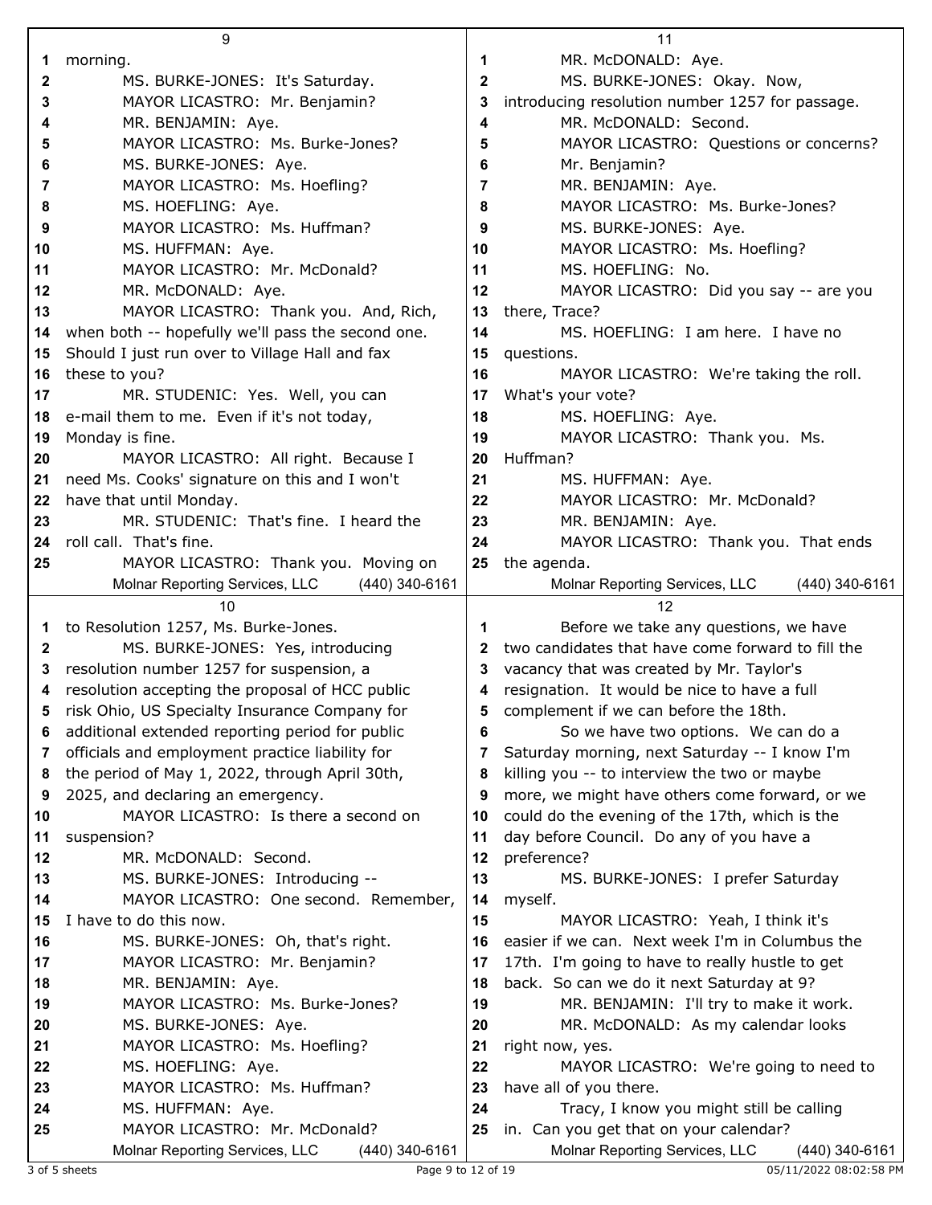morning.

MS. BURKE-JONES: It's Saturday.

MAYOR LICASTRO: Mr. Benjamin?

MR. BENJAMIN: Aye.

MAYOR LICASTRO: Ms. Burke-Jones?

MS. BURKE-JONES: Aye.

MAYOR LICASTRO: Ms. Hoefling?

MS. HOEFLING: Aye.

MAYOR LICASTRO: Ms. Huffman?

MS. HUFFMAN: Aye.

MAYOR LICASTRO: Mr. McDonald?

MR. McDONALD: Aye.

MAYOR LICASTRO: Thank you. And, Rich, when both -- hopefully we'll pass the second one. Should I just run over to Village Hall and fax these to you?

MR. STUDENIC: Yes. Well, you can e-mail them to me. Even if it's not today, Monday is fine.

MAYOR LICASTRO: All right. Because I need Ms. Cooks' signature on this and I won't have that until Monday.

MR. STUDENIC: That's fine. I heard the roll call. That's fine.

MAYOR LICASTRO: Thank you. Moving on to Resolution 1257, Ms. Burke-Jones.

MS. BURKE-JONES: Yes, introducing resolution number 1257 for suspension, a resolution accepting the proposal of HCC public risk Ohio, US Specialty Insurance Company for additional extended reporting period for public officials and employment practice liability for the period of May 1, 2022, through April 30th, 2025, and declaring an emergency.

MAYOR LICASTRO: Is there a second on suspension?

MR. McDONALD: Second.

MS. BURKE-JONES: Introducing --

MAYOR LICASTRO: One second. Remember, I have to do this now.

MS. BURKE-JONES: Oh, that's right.

MAYOR LICASTRO: Mr. Benjamin?

MR. BENJAMIN: Aye.

MAYOR LICASTRO: Ms. Burke-Jones?

MS. BURKE-JONES: Aye.

MAYOR LICASTRO: Ms. Hoefling?

MS. HOEFLING: Aye.

MAYOR LICASTRO: Ms. Huffman?

MS. HUFFMAN: Aye.

MAYOR LICASTRO: Mr. McDonald?

MR. McDONALD: Aye.

MS. BURKE-JONES: Okay. Now, introducing resolution number 1257 for passage.

MR. McDONALD: Second.

MAYOR LICASTRO: Questions or concerns? Mr. Benjamin?

MR. BENJAMIN: Aye.

MAYOR LICASTRO: Ms. Burke-Jones?

MS. BURKE-JONES: Aye.

MAYOR LICASTRO: Ms. Hoefling?

MS. HOEFLING: No.

MAYOR LICASTRO: Did you say -- are you there, Trace?

MS. HOEFLING: I am here. I have no questions.

MAYOR LICASTRO: We're taking the roll. What's your vote?

MS. HOEFLING: Aye.

MAYOR LICASTRO: Thank you. Ms. Huffman?

MS. HUFFMAN: Aye.

MAYOR LICASTRO: Mr. McDonald?

MR. BENJAMIN: Aye.

MAYOR LICASTRO: Thank you. That ends the agenda.

Before we take any questions, we have two candidates that have come forward to fill the vacancy that was created by Mr. Taylor's resignation. It would be nice to have a full complement if we can before the 18th.

So we have two options. We can do a Saturday morning, next Saturday -- I know I'm killing you -- to interview the two or maybe more, we might have others come forward, or we could do the evening of the 17th, which is the day before Council. Do any of you have a preference?

MS. BURKE-JONES: I prefer Saturday myself.

MAYOR LICASTRO: Yeah, I think it's easier if we can. Next week I'm in Columbus the 17th. I'm going to have to really hustle to get back. So can we do it next Saturday at 9?

MR. BENJAMIN: I'll try to make it work.

MR. McDONALD: As my calendar looks right now, yes.

MAYOR LICASTRO: We're going to need to have all of you there.

Tracy, I know you might still be calling in. Can you get that on your calendar?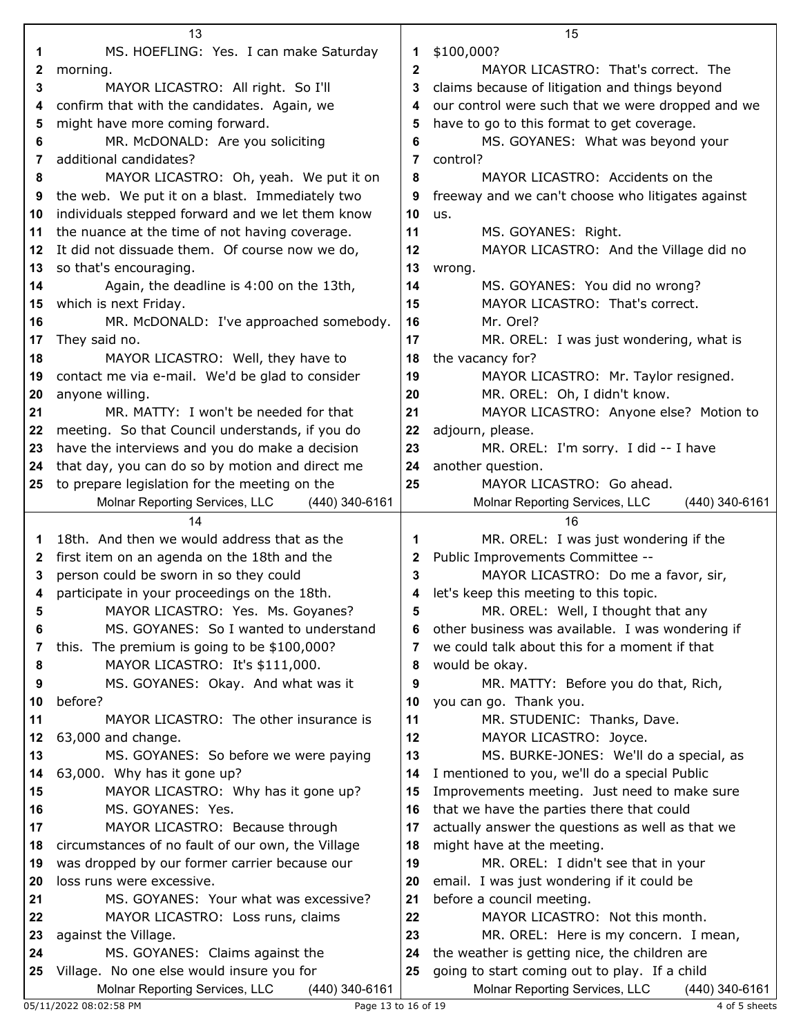MS. HOEFLING: Yes. I can make Saturday morning.

MAYOR LICASTRO: All right. So I'll confirm that with the candidates. Again, we might have more coming forward.

MR. McDONALD: Are you soliciting additional candidates?

MAYOR LICASTRO: Oh, yeah. We put it on the web. We put it on a blast. Immediately two individuals stepped forward and we let them know the nuance at the time of not having coverage. It did not dissuade them. Of course now we do, so that's encouraging.

Again, the deadline is 4:00 on the 13th, which is next Friday.

MR. McDONALD: I've approached somebody. They said no.

MAYOR LICASTRO: Well, they have to contact me via e-mail. We'd be glad to consider anyone willing.

MR. MATTY: I won't be needed for that meeting. So that Council understands, if you do have the interviews and you do make a decision that day, you can do so by motion and direct me to prepare legislation for the meeting on the 18th. And then we would address that as the first item on an agenda on the 18th and the person could be sworn in so they could participate in your proceedings on the 18th.

MAYOR LICASTRO: Yes. Ms. Goyanes?

MS. GOYANES: So I wanted to understand this. The premium is going to be $100,000?

MAYOR LICASTRO: It's $111,000.

MS. GOYANES: Okay. And what was it before?

MAYOR LICASTRO: The other insurance is 63,000 and change.

MS. GOYANES: So before we were paying 63,000. Why has it gone up?

MAYOR LICASTRO: Why has it gone up?

MS. GOYANES: Yes.

MAYOR LICASTRO: Because through circumstances of no fault of our own, the Village was dropped by our former carrier because our loss runs were excessive.

MS. GOYANES: Your what was excessive?

MAYOR LICASTRO: Loss runs, claims against the Village.

MS. GOYANES: Claims against the Village. No one else would insure you for $100,000?

MAYOR LICASTRO: That's correct. The claims because of litigation and things beyond our control were such that we were dropped and we have to go to this format to get coverage.

MS. GOYANES: What was beyond your control?

MAYOR LICASTRO: Accidents on the freeway and we can't choose who litigates against us.

MS. GOYANES: Right.

MAYOR LICASTRO: And the Village did no wrong.

MS. GOYANES: You did no wrong?

MAYOR LICASTRO: That's correct.

Mr. Orel?

MR. OREL: I was just wondering, what is the vacancy for?

MAYOR LICASTRO: Mr. Taylor resigned.

MR. OREL: Oh, I didn't know.

MAYOR LICASTRO: Anyone else? Motion to adjourn, please.

MR. OREL: I'm sorry. I did -- I have another question.

MAYOR LICASTRO: Go ahead.

MR. OREL: I was just wondering if the Public Improvements Committee --

MAYOR LICASTRO: Do me a favor, sir, let's keep this meeting to this topic.

MR. OREL: Well, I thought that any other business was available. I was wondering if we could talk about this for a moment if that would be okay.

MR. MATTY: Before you do that, Rich, you can go. Thank you.

MR. STUDENIC: Thanks, Dave.

MAYOR LICASTRO: Joyce.

MS. BURKE-JONES: We'll do a special, as I mentioned to you, we'll do a special Public Improvements meeting. Just need to make sure that we have the parties there that could actually answer the questions as well as that we might have at the meeting.

MR. OREL: I didn't see that in your email. I was just wondering if it could be before a council meeting.

MAYOR LICASTRO: Not this month.

MR. OREL: Here is my concern. I mean, the weather is getting nice, the children are going to start coming out to play. If a child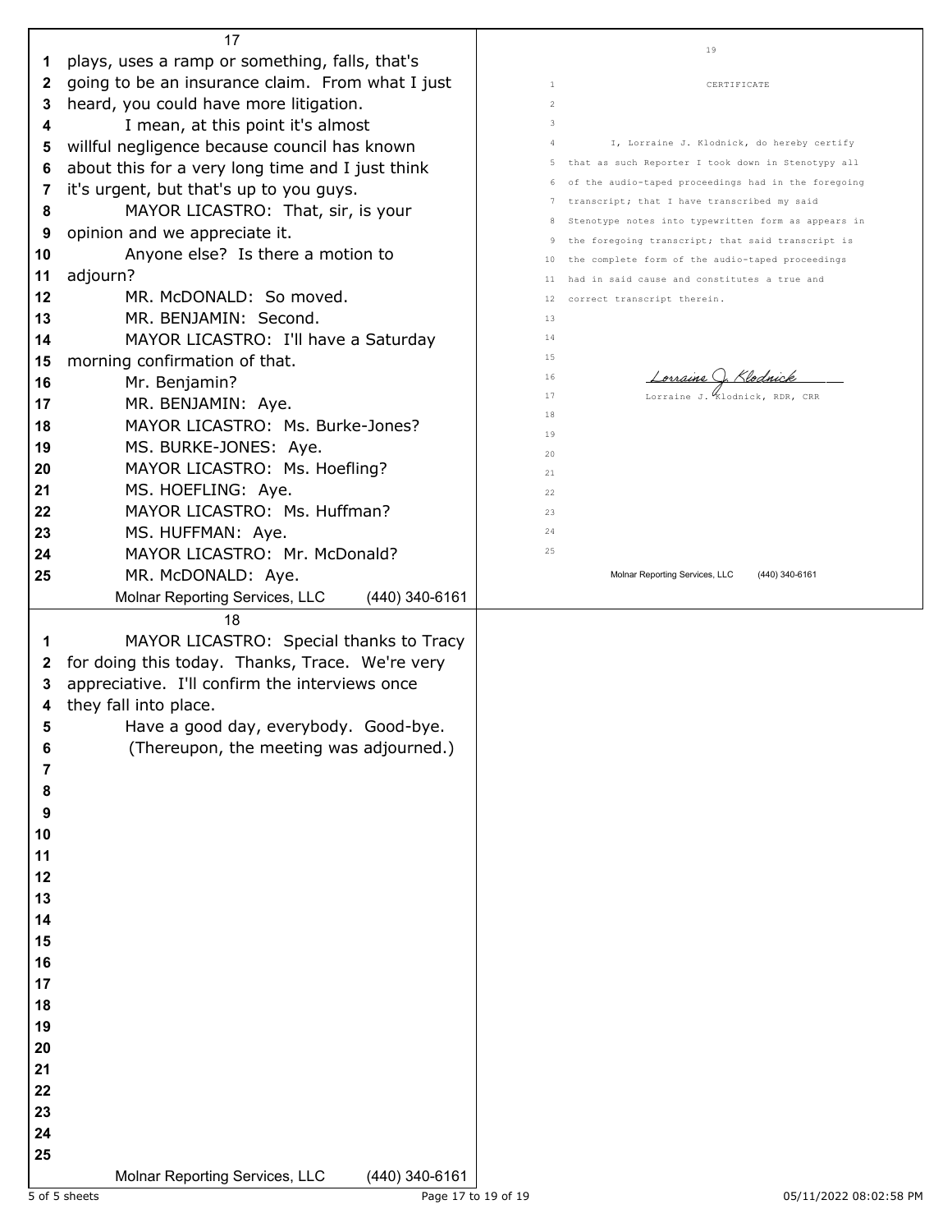plays, uses a ramp or something, falls, that's going to be an insurance claim. From what I just heard, you could have more litigation.

I mean, at this point it's almost willful negligence because council has known about this for a very long time and I just think it's urgent, but that's up to you guys.

MAYOR LICASTRO: That, sir, is your opinion and we appreciate it.

Anyone else? Is there a motion to adjourn?

MR. McDONALD: So moved.

MR. BENJAMIN: Second.

MAYOR LICASTRO: I'll have a Saturday morning confirmation of that.

Mr. Benjamin?

MR. BENJAMIN: Aye.

MAYOR LICASTRO: Ms. Burke-Jones?

MS. BURKE-JONES: Aye.

MAYOR LICASTRO: Ms. Hoefling?

MS. HOEFLING: Aye.

MAYOR LICASTRO: Ms. Huffman?

MS. HUFFMAN: Aye.

MAYOR LICASTRO: Mr. McDonald?

MR. McDONALD: Aye.

MAYOR LICASTRO: Special thanks to Tracy for doing this today. Thanks, Trace. We're very appreciative. I'll confirm the interviews once they fall into place.

Have a good day, everybody. Good-bye.

(Thereupon, the meeting was adjourned.)

CERTIFICATE

I, Lorraine J. Klodnick, do hereby certify that as such Reporter I took down in Stenotypy all of the audio-taped proceedings had in the foregoing transcript; that I have transcribed my said Stenotype notes into typewritten form as appears in the foregoing transcript; that said transcript is the complete form of the audio-taped proceedings had in said cause and constitutes a true and correct transcript therein.

*Lorraine J. Klodnick*

Lorraine J. Klodnick, RDR, CRR